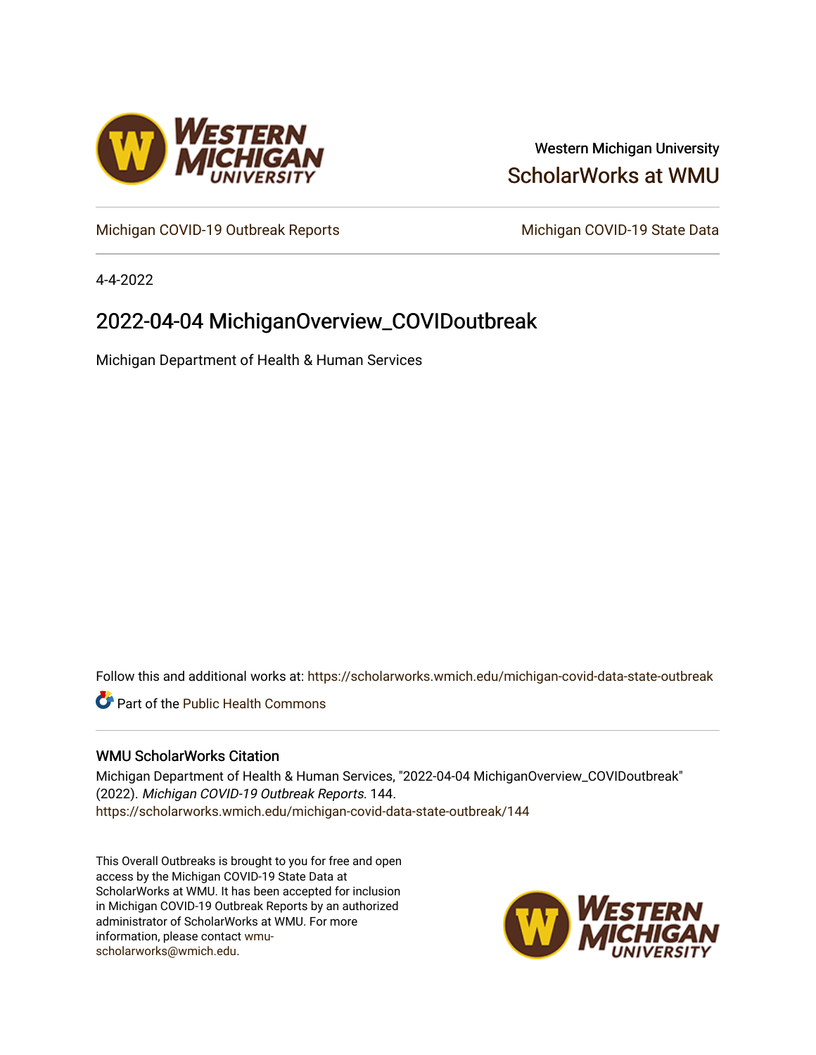Western Michigan University

ScholarWorks at WMU

Michigan COVID-19 Outbreak Reports

Michigan COVID-19 State Data

4-4-2022

# 2022-04-04 MichiganOverview_COVIDoutbreak

Michigan Department of Health & Human Services

Follow this and additional works at: https://scholarworks.wmich.edu/michigan-covid-data-state-outbreak

Part of the Public Health Commons

## WMU ScholarWorks Citation

Michigan Department of Health & Human Services, "2022-04-04 MichiganOverview_COVIDoutbreak" (2022). *Michigan COVID-19 Outbreak Reports*. 144.
https://scholarworks.wmich.edu/michigan-covid-data-state-outbreak/144

This Overall Outbreaks is brought to you for free and open access by the Michigan COVID-19 State Data at ScholarWorks at WMU. It has been accepted for inclusion in Michigan COVID-19 Outbreak Reports by an authorized administrator of ScholarWorks at WMU. For more information, please contact wmu-scholarworks@wmich.edu.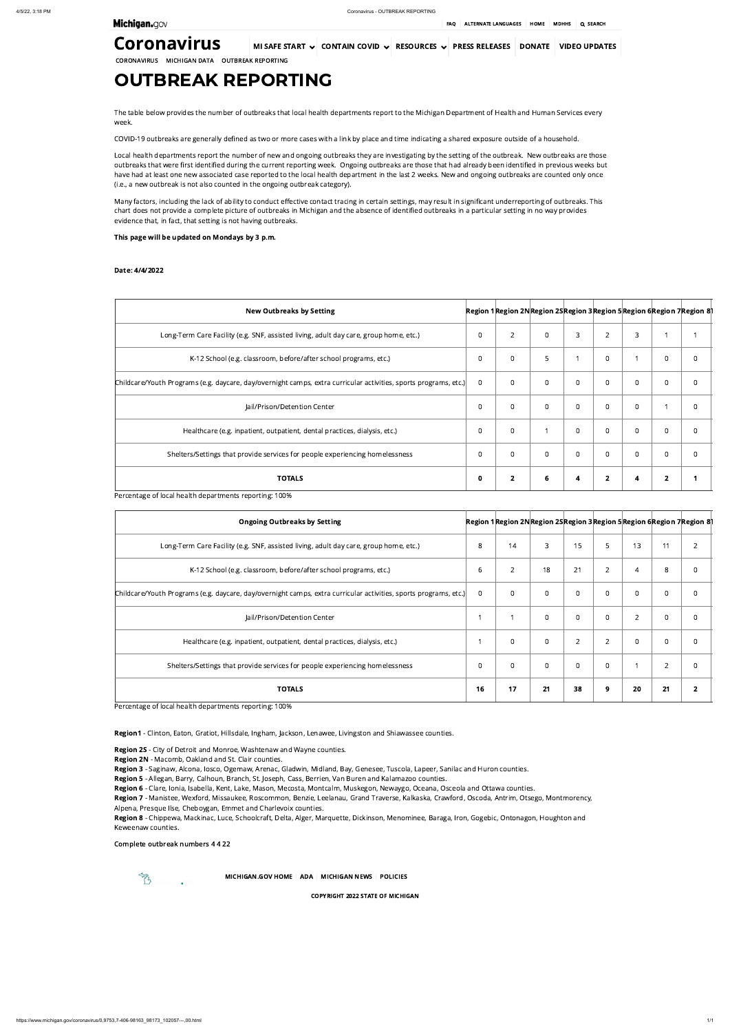Coronavirus

MI SAFE START | CONTAIN COVID | RESOURCES | PRESS RELEASES | DONATE | VIDEO UPDATES

CORONAVIRUS | MICHIGAN DATA | OUTBREAK REPORTING

# OUTBREAK REPORTING

The table below provides the number of outbreaks that local health departments report to the Michigan Department of Health and Human Services every week.

COVID-19 outbreaks are generally defined as two or more cases with a link by place and time indicating a shared exposure outside of a household.

Local health departments report the number of new and ongoing outbreaks they are investigating by the setting of the outbreak. New outbreaks are those outbreaks that were first identified during the current reporting week. Ongoing outbreaks are those that had already been identified in previous weeks but have had at least one new associated case reported to the local health department in the last 2 weeks. New and ongoing outbreaks are counted only once (i.e., a new outbreak is not also counted in the ongoing outbreak category).

Many factors, including the lack of ability to conduct effective contact tracing in certain settings, may result in significant underreporting of outbreaks. This chart does not provide a complete picture of outbreaks in Michigan and the absence of identified outbreaks in a particular setting in no way provides evidence that, in fact, that setting is not having outbreaks.

**This page will be updated on Mondays by 3 p.m.**

**Date: 4/4/2022**

| New Outbreaks by Setting | Region 1 | Region 2N | Region 2S | Region 3 | Region 5 | Region 6 | Region 7 | Region 8 |
|---|---|---|---|---|---|---|---|---|
| Long-Term Care Facility (e.g. SNF, assisted living, adult day care, group home, etc.) | 0 | 2 | 0 | 3 | 2 | 3 | 1 | 1 |
| K-12 School (e.g. classroom, before/after school programs, etc.) | 0 | 0 | 5 | 1 | 0 | 1 | 0 | 0 |
| Childcare/Youth Programs (e.g. daycare, day/overnight camps, extra curricular activities, sports programs, etc.) | 0 | 0 | 0 | 0 | 0 | 0 | 0 | 0 |
| Jail/Prison/Detention Center | 0 | 0 | 0 | 0 | 0 | 0 | 1 | 0 |
| Healthcare (e.g. inpatient, outpatient, dental practices, dialysis, etc.) | 0 | 0 | 1 | 0 | 0 | 0 | 0 | 0 |
| Shelters/Settings that provide services for people experiencing homelessness | 0 | 0 | 0 | 0 | 0 | 0 | 0 | 0 |
| **TOTALS** | **0** | **2** | **6** | **4** | **2** | **4** | **2** | **1** |

Percentage of local health departments reporting: 100%

| Ongoing Outbreaks by Setting | Region 1 | Region 2N | Region 2S | Region 3 | Region 5 | Region 6 | Region 7 | Region 8 |
|---|---|---|---|---|---|---|---|---|
| Long-Term Care Facility (e.g. SNF, assisted living, adult day care, group home, etc.) | 8 | 14 | 3 | 15 | 5 | 13 | 11 | 2 |
| K-12 School (e.g. classroom, before/after school programs, etc.) | 6 | 2 | 18 | 21 | 2 | 4 | 8 | 0 |
| Childcare/Youth Programs (e.g. daycare, day/overnight camps, extra curricular activities, sports programs, etc.) | 0 | 0 | 0 | 0 | 0 | 0 | 0 | 0 |
| Jail/Prison/Detention Center | 1 | 1 | 0 | 0 | 0 | 2 | 0 | 0 |
| Healthcare (e.g. inpatient, outpatient, dental practices, dialysis, etc.) | 1 | 0 | 0 | 2 | 2 | 0 | 0 | 0 |
| Shelters/Settings that provide services for people experiencing homelessness | 0 | 0 | 0 | 0 | 0 | 1 | 2 | 0 |
| **TOTALS** | **16** | **17** | **21** | **38** | **9** | **20** | **21** | **2** |

Percentage of local health departments reporting: 100%

**Region1** - Clinton, Eaton, Gratiot, Hillsdale, Ingham, Jackson, Lenawee, Livingston and Shiawassee counties.

**Region 2S** - City of Detroit and Monroe, Washtenaw and Wayne counties.
**Region 2N** - Macomb, Oakland and St. Clair counties.
**Region 3** - Saginaw, Alcona, Iosco, Ogemaw, Arenac, Gladwin, Midland, Bay, Genesee, Tuscola, Lapeer, Sanilac and Huron counties.
**Region 5** - Allegan, Barry, Calhoun, Branch, St. Joseph, Cass, Berrien, Van Buren and Kalamazoo counties.
**Region 6** - Clare, Ionia, Isabella, Kent, Lake, Mason, Mecosta, Montcalm, Muskegon, Newaygo, Oceana, Osceola and Ottawa counties.
**Region 7** - Manistee, Wexford, Missaukee, Roscommon, Benzie, Leelanau, Grand Traverse, Kalkaska, Crawford, Oscoda, Antrim, Otsego, Montmorency, Alpena, Presque Isle, Cheboygan, Emmet and Charlevoix counties.
**Region 8** - Chippewa, Mackinac, Luce, Schoolcraft, Delta, Alger, Marquette, Dickinson, Menominee, Baraga, Iron, Gogebic, Ontonagon, Houghton and Keweenaw counties.

**Complete outbreak numbers 4 4 22**

MICHIGAN.GOV HOME | ADA | MICHIGAN NEWS | POLICIES

COPYRIGHT 2022 STATE OF MICHIGAN